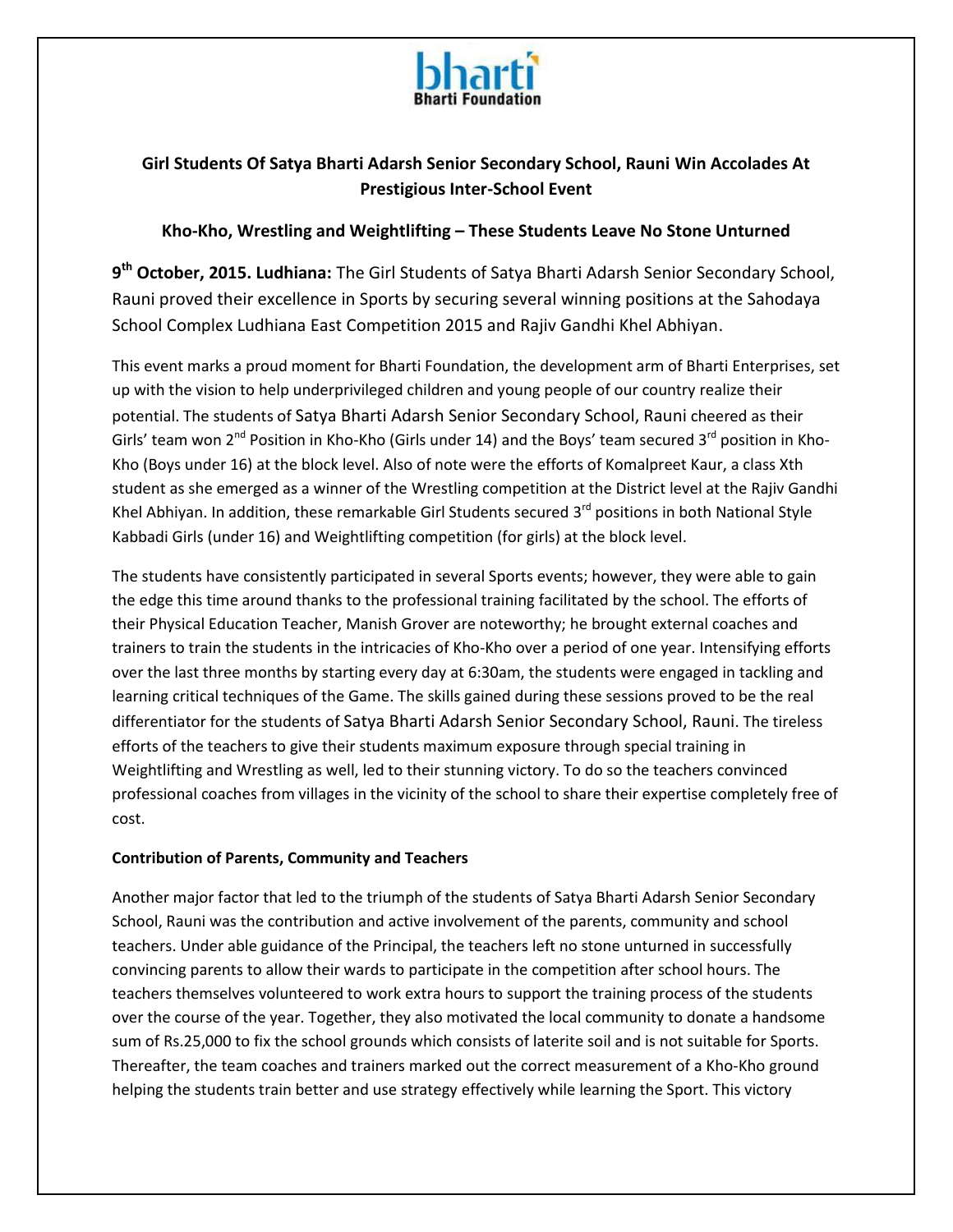## Girl Students Of Satya Bharti Adarsh Senior Secondary School, Rauni Win Accolades At Prestigious Inter-School Event

### Kho-Kho, Wrestling and Weightlifting – These Students Leave No Stone Unturned

**9th October, 2015. Ludhiana:** The Girl Students of Satya Bharti Adarsh Senior Secondary School, Rauni proved their excellence in Sports by securing several winning positions at the Sahodaya School Complex Ludhiana East Competition 2015 and Rajiv Gandhi Khel Abhiyan.

This event marks a proud moment for Bharti Foundation, the development arm of Bharti Enterprises, set up with the vision to help underprivileged children and young people of our country realize their potential. The students of Satya Bharti Adarsh Senior Secondary School, Rauni cheered as their Girls' team won 2nd Position in Kho-Kho (Girls under 14) and the Boys' team secured 3rd position in Kho-Kho (Boys under 16) at the block level. Also of note were the efforts of Komalpreet Kaur, a class Xth student as she emerged as a winner of the Wrestling competition at the District level at the Rajiv Gandhi Khel Abhiyan. In addition, these remarkable Girl Students secured 3rd positions in both National Style Kabbadi Girls (under 16) and Weightlifting competition (for girls) at the block level.

The students have consistently participated in several Sports events; however, they were able to gain the edge this time around thanks to the professional training facilitated by the school. The efforts of their Physical Education Teacher, Manish Grover are noteworthy; he brought external coaches and trainers to train the students in the intricacies of Kho-Kho over a period of one year. Intensifying efforts over the last three months by starting every day at 6:30am, the students were engaged in tackling and learning critical techniques of the Game. The skills gained during these sessions proved to be the real differentiator for the students of Satya Bharti Adarsh Senior Secondary School, Rauni. The tireless efforts of the teachers to give their students maximum exposure through special training in Weightlifting and Wrestling as well, led to their stunning victory. To do so the teachers convinced professional coaches from villages in the vicinity of the school to share their expertise completely free of cost.

**Contribution of Parents, Community and Teachers**

Another major factor that led to the triumph of the students of Satya Bharti Adarsh Senior Secondary School, Rauni was the contribution and active involvement of the parents, community and school teachers. Under able guidance of the Principal, the teachers left no stone unturned in successfully convincing parents to allow their wards to participate in the competition after school hours. The teachers themselves volunteered to work extra hours to support the training process of the students over the course of the year. Together, they also motivated the local community to donate a handsome sum of Rs.25,000 to fix the school grounds which consists of laterite soil and is not suitable for Sports. Thereafter, the team coaches and trainers marked out the correct measurement of a Kho-Kho ground helping the students train better and use strategy effectively while learning the Sport. This victory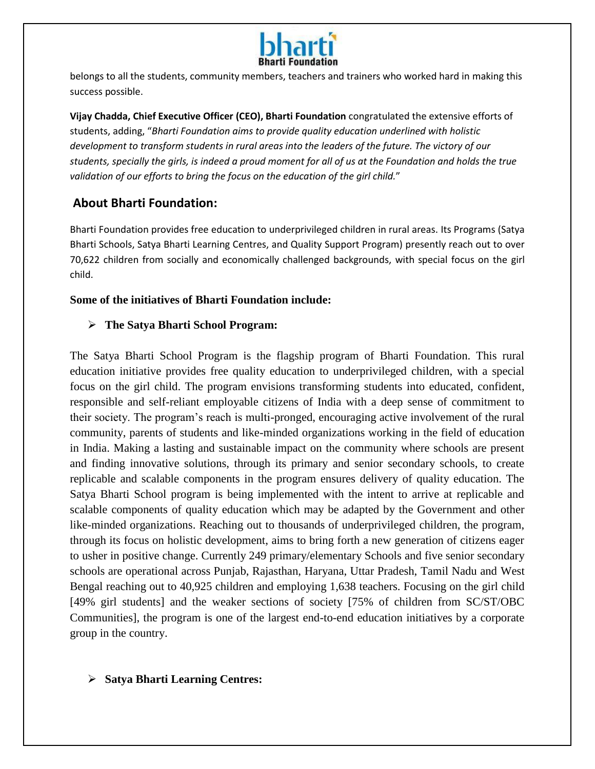belongs to all the students, community members, teachers and trainers who worked hard in making this success possible.

**Vijay Chadda, Chief Executive Officer (CEO), Bharti Foundation** congratulated the extensive efforts of students, adding, "*Bharti Foundation aims to provide quality education underlined with holistic development to transform students in rural areas into the leaders of the future. The victory of our students, specially the girls, is indeed a proud moment for all of us at the Foundation and holds the true validation of our efforts to bring the focus on the education of the girl child.*"

## About Bharti Foundation:

Bharti Foundation provides free education to underprivileged children in rural areas. Its Programs (Satya Bharti Schools, Satya Bharti Learning Centres, and Quality Support Program) presently reach out to over 70,622 children from socially and economically challenged backgrounds, with special focus on the girl child.

**Some of the initiatives of Bharti Foundation include:**

- **The Satya Bharti School Program:**

The Satya Bharti School Program is the flagship program of Bharti Foundation. This rural education initiative provides free quality education to underprivileged children, with a special focus on the girl child. The program envisions transforming students into educated, confident, responsible and self-reliant employable citizens of India with a deep sense of commitment to their society. The program's reach is multi-pronged, encouraging active involvement of the rural community, parents of students and like-minded organizations working in the field of education in India. Making a lasting and sustainable impact on the community where schools are present and finding innovative solutions, through its primary and senior secondary schools, to create replicable and scalable components in the program ensures delivery of quality education. The Satya Bharti School program is being implemented with the intent to arrive at replicable and scalable components of quality education which may be adapted by the Government and other like-minded organizations. Reaching out to thousands of underprivileged children, the program, through its focus on holistic development, aims to bring forth a new generation of citizens eager to usher in positive change. Currently 249 primary/elementary Schools and five senior secondary schools are operational across Punjab, Rajasthan, Haryana, Uttar Pradesh, Tamil Nadu and West Bengal reaching out to 40,925 children and employing 1,638 teachers. Focusing on the girl child [49% girl students] and the weaker sections of society [75% of children from SC/ST/OBC Communities], the program is one of the largest end-to-end education initiatives by a corporate group in the country.

- **Satya Bharti Learning Centres:**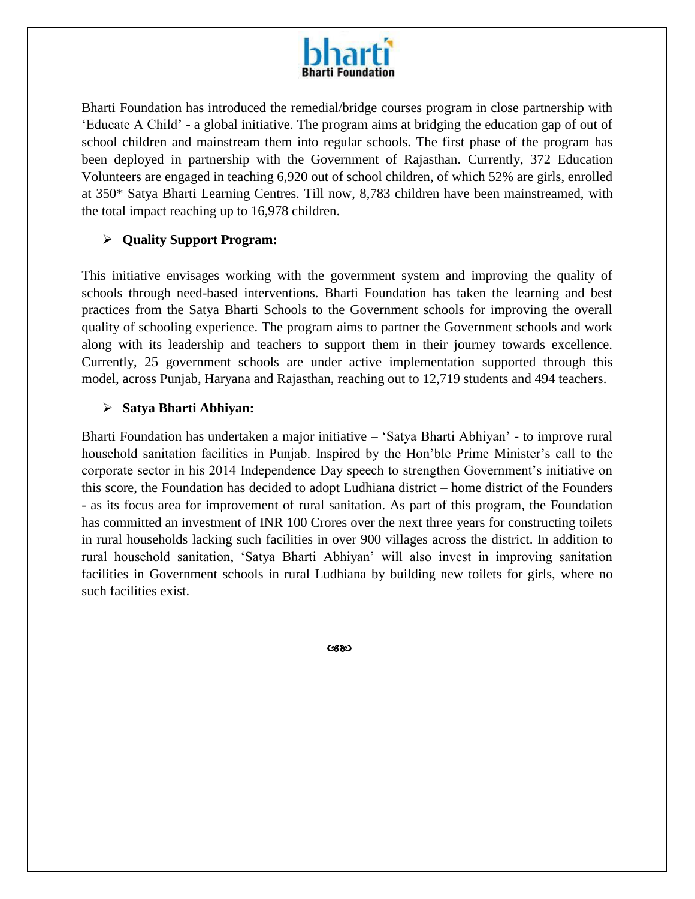bharti
Bharti Foundation

Bharti Foundation has introduced the remedial/bridge courses program in close partnership with 'Educate A Child' - a global initiative. The program aims at bridging the education gap of out of school children and mainstream them into regular schools. The first phase of the program has been deployed in partnership with the Government of Rajasthan. Currently, 372 Education Volunteers are engaged in teaching 6,920 out of school children, of which 52% are girls, enrolled at 350* Satya Bharti Learning Centres. Till now, 8,783 children have been mainstreamed, with the total impact reaching up to 16,978 children.

- **Quality Support Program:**

This initiative envisages working with the government system and improving the quality of schools through need-based interventions. Bharti Foundation has taken the learning and best practices from the Satya Bharti Schools to the Government schools for improving the overall quality of schooling experience. The program aims to partner the Government schools and work along with its leadership and teachers to support them in their journey towards excellence. Currently, 25 government schools are under active implementation supported through this model, across Punjab, Haryana and Rajasthan, reaching out to 12,719 students and 494 teachers.

- **Satya Bharti Abhiyan:**

Bharti Foundation has undertaken a major initiative – 'Satya Bharti Abhiyan' - to improve rural household sanitation facilities in Punjab. Inspired by the Hon'ble Prime Minister's call to the corporate sector in his 2014 Independence Day speech to strengthen Government's initiative on this score, the Foundation has decided to adopt Ludhiana district – home district of the Founders - as its focus area for improvement of rural sanitation. As part of this program, the Foundation has committed an investment of INR 100 Crores over the next three years for constructing toilets in rural households lacking such facilities in over 900 villages across the district. In addition to rural household sanitation, 'Satya Bharti Abhiyan' will also invest in improving sanitation facilities in Government schools in rural Ludhiana by building new toilets for girls, where no such facilities exist.